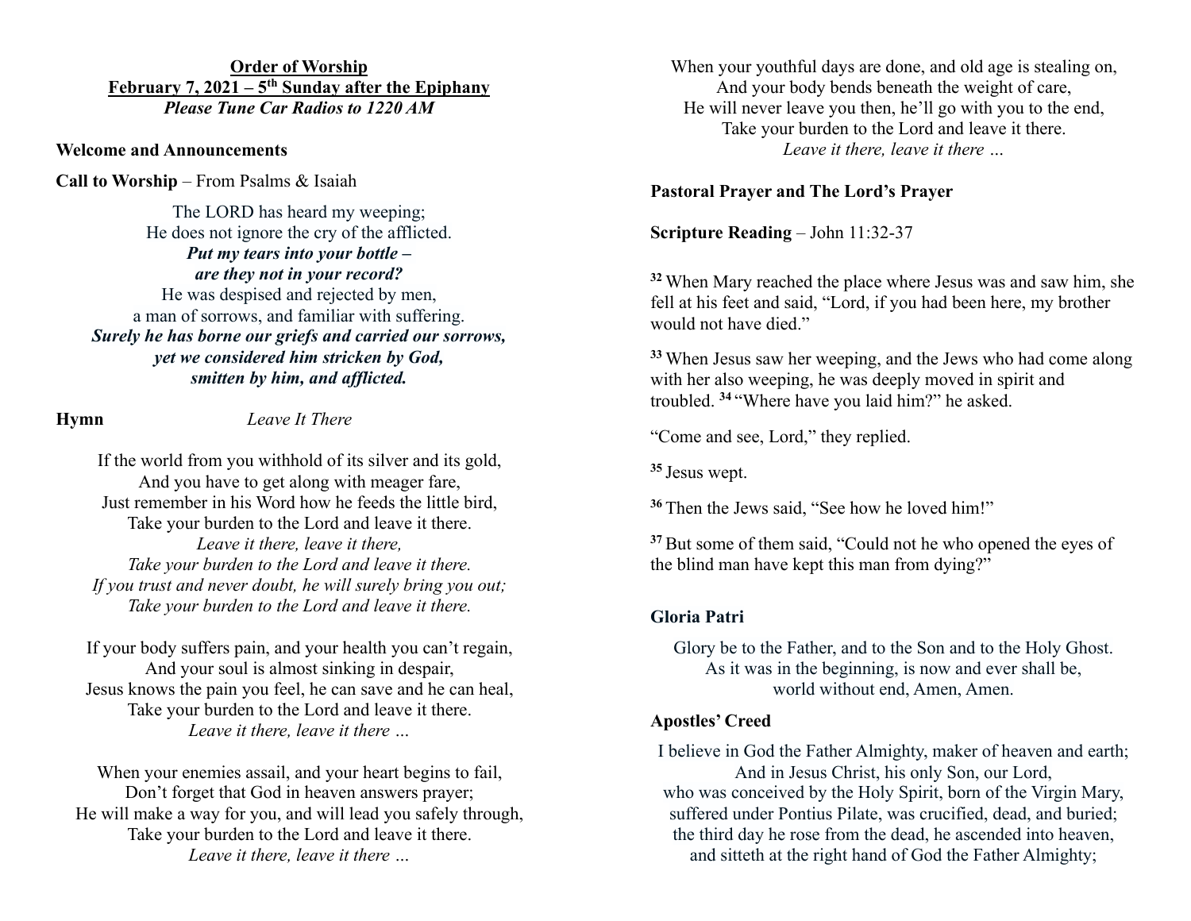**Order of Worship**

**February 7, 2021 – 5th Sunday after the Epiphany**

***Please Tune Car Radios to 1220 AM***

**Welcome and Announcements**

**Call to Worship** – From Psalms & Isaiah

The LORD has heard my weeping;
He does not ignore the cry of the afflicted.
***Put my tears into your bottle –***
***are they not in your record?***
He was despised and rejected by men,
a man of sorrows, and familiar with suffering.
***Surely he has borne our griefs and carried our sorrows,***
***yet we considered him stricken by God,***
***smitten by him, and afflicted.***

**Hymn** *Leave It There*

If the world from you withhold of its silver and its gold,
And you have to get along with meager fare,
Just remember in his Word how he feeds the little bird,
Take your burden to the Lord and leave it there.
*Leave it there, leave it there,*
*Take your burden to the Lord and leave it there.*
*If you trust and never doubt, he will surely bring you out;*
*Take your burden to the Lord and leave it there.*

If your body suffers pain, and your health you can't regain,
And your soul is almost sinking in despair,
Jesus knows the pain you feel, he can save and he can heal,
Take your burden to the Lord and leave it there.
*Leave it there, leave it there …*

When your enemies assail, and your heart begins to fail,
Don't forget that God in heaven answers prayer;
He will make a way for you, and will lead you safely through,
Take your burden to the Lord and leave it there.
*Leave it there, leave it there …*

When your youthful days are done, and old age is stealing on,
And your body bends beneath the weight of care,
He will never leave you then, he'll go with you to the end,
Take your burden to the Lord and leave it there.
*Leave it there, leave it there …*

**Pastoral Prayer and The Lord's Prayer**

**Scripture Reading** – John 11:32-37

**32** When Mary reached the place where Jesus was and saw him, she fell at his feet and said, "Lord, if you had been here, my brother would not have died."

**33** When Jesus saw her weeping, and the Jews who had come along with her also weeping, he was deeply moved in spirit and troubled. **34** "Where have you laid him?" he asked.

"Come and see, Lord," they replied.

**35** Jesus wept.

**36** Then the Jews said, "See how he loved him!"

**37** But some of them said, "Could not he who opened the eyes of the blind man have kept this man from dying?"

**Gloria Patri**

Glory be to the Father, and to the Son and to the Holy Ghost.
As it was in the beginning, is now and ever shall be,
world without end, Amen, Amen.

**Apostles' Creed**

I believe in God the Father Almighty, maker of heaven and earth;
And in Jesus Christ, his only Son, our Lord,
who was conceived by the Holy Spirit, born of the Virgin Mary,
suffered under Pontius Pilate, was crucified, dead, and buried;
the third day he rose from the dead, he ascended into heaven,
and sitteth at the right hand of God the Father Almighty;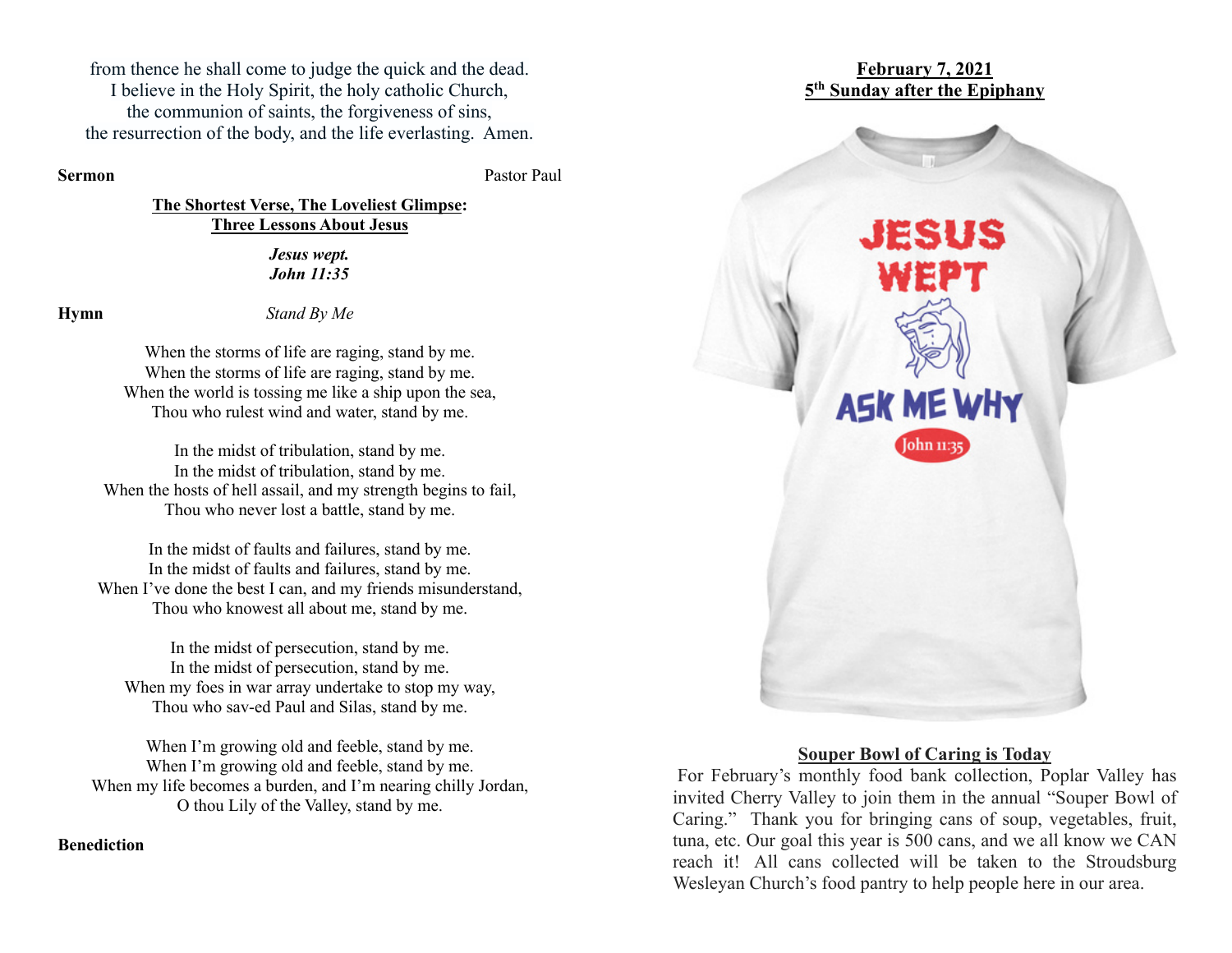from thence he shall come to judge the quick and the dead.
I believe in the Holy Spirit, the holy catholic Church,
the communion of saints, the forgiveness of sins,
the resurrection of the body, and the life everlasting. Amen.

**Sermon** Pastor Paul

**The Shortest Verse, The Loveliest Glimpse: Three Lessons About Jesus**

***Jesus wept.***
***John 11:35***

**Hymn** *Stand By Me*

When the storms of life are raging, stand by me.
When the storms of life are raging, stand by me.
When the world is tossing me like a ship upon the sea,
Thou who rulest wind and water, stand by me.

In the midst of tribulation, stand by me.
In the midst of tribulation, stand by me.
When the hosts of hell assail, and my strength begins to fail,
Thou who never lost a battle, stand by me.

In the midst of faults and failures, stand by me.
In the midst of faults and failures, stand by me.
When I've done the best I can, and my friends misunderstand,
Thou who knowest all about me, stand by me.

In the midst of persecution, stand by me.
In the midst of persecution, stand by me.
When my foes in war array undertake to stop my way,
Thou who sav-ed Paul and Silas, stand by me.

When I'm growing old and feeble, stand by me.
When I'm growing old and feeble, stand by me.
When my life becomes a burden, and I'm nearing chilly Jordan,
O thou Lily of the Valley, stand by me.

**Benediction**

**February 7, 2021**
**5th Sunday after the Epiphany**

JESUS WEPT

ASK ME WHY

John 11:35

## Souper Bowl of Caring is Today

For February's monthly food bank collection, Poplar Valley has invited Cherry Valley to join them in the annual "Souper Bowl of Caring." Thank you for bringing cans of soup, vegetables, fruit, tuna, etc. Our goal this year is 500 cans, and we all know we CAN reach it! All cans collected will be taken to the Stroudsburg Wesleyan Church's food pantry to help people here in our area.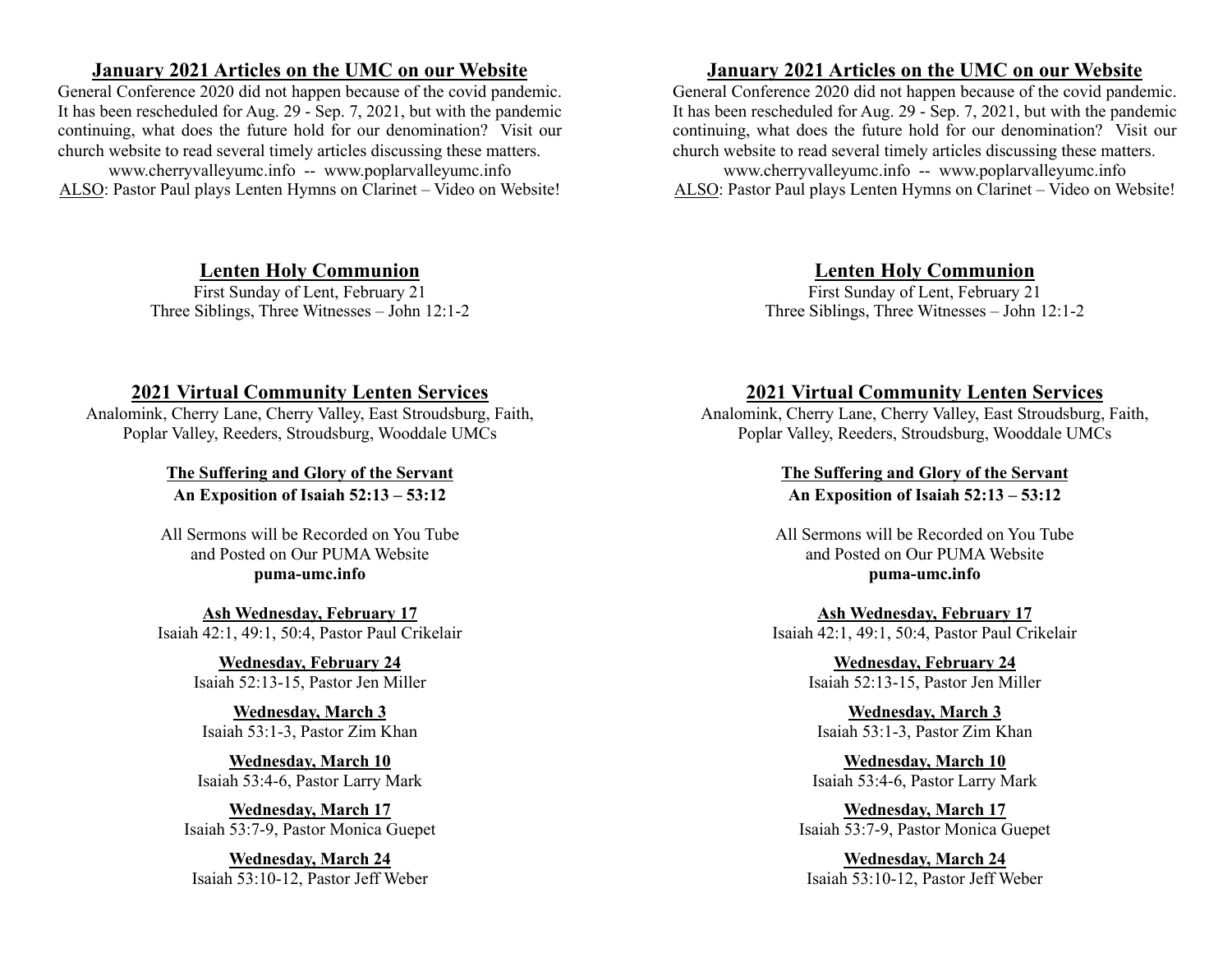## January 2021 Articles on the UMC on our Website

General Conference 2020 did not happen because of the covid pandemic. It has been rescheduled for Aug. 29 - Sep. 7, 2021, but with the pandemic continuing, what does the future hold for our denomination? Visit our church website to read several timely articles discussing these matters.

www.cherryvalleyumc.info -- www.poplarvalleyumc.info

ALSO: Pastor Paul plays Lenten Hymns on Clarinet – Video on Website!

## Lenten Holy Communion

First Sunday of Lent, February 21

Three Siblings, Three Witnesses – John 12:1-2

## 2021 Virtual Community Lenten Services

Analomink, Cherry Lane, Cherry Valley, East Stroudsburg, Faith, Poplar Valley, Reeders, Stroudsburg, Wooddale UMCs

**The Suffering and Glory of the Servant**

**An Exposition of Isaiah 52:13 – 53:12**

All Sermons will be Recorded on You Tube and Posted on Our PUMA Website

**puma-umc.info**

**Ash Wednesday, February 17**
Isaiah 42:1, 49:1, 50:4, Pastor Paul Crikelair

**Wednesday, February 24**
Isaiah 52:13-15, Pastor Jen Miller

**Wednesday, March 3**
Isaiah 53:1-3, Pastor Zim Khan

**Wednesday, March 10**
Isaiah 53:4-6, Pastor Larry Mark

**Wednesday, March 17**
Isaiah 53:7-9, Pastor Monica Guepet

**Wednesday, March 24**
Isaiah 53:10-12, Pastor Jeff Weber

## January 2021 Articles on the UMC on our Website

General Conference 2020 did not happen because of the covid pandemic. It has been rescheduled for Aug. 29 - Sep. 7, 2021, but with the pandemic continuing, what does the future hold for our denomination? Visit our church website to read several timely articles discussing these matters.

www.cherryvalleyumc.info -- www.poplarvalleyumc.info

ALSO: Pastor Paul plays Lenten Hymns on Clarinet – Video on Website!

## Lenten Holy Communion

First Sunday of Lent, February 21

Three Siblings, Three Witnesses – John 12:1-2

## 2021 Virtual Community Lenten Services

Analomink, Cherry Lane, Cherry Valley, East Stroudsburg, Faith, Poplar Valley, Reeders, Stroudsburg, Wooddale UMCs

**The Suffering and Glory of the Servant**

**An Exposition of Isaiah 52:13 – 53:12**

All Sermons will be Recorded on You Tube and Posted on Our PUMA Website

**puma-umc.info**

**Ash Wednesday, February 17**
Isaiah 42:1, 49:1, 50:4, Pastor Paul Crikelair

**Wednesday, February 24**
Isaiah 52:13-15, Pastor Jen Miller

**Wednesday, March 3**
Isaiah 53:1-3, Pastor Zim Khan

**Wednesday, March 10**
Isaiah 53:4-6, Pastor Larry Mark

**Wednesday, March 17**
Isaiah 53:7-9, Pastor Monica Guepet

**Wednesday, March 24**
Isaiah 53:10-12, Pastor Jeff Weber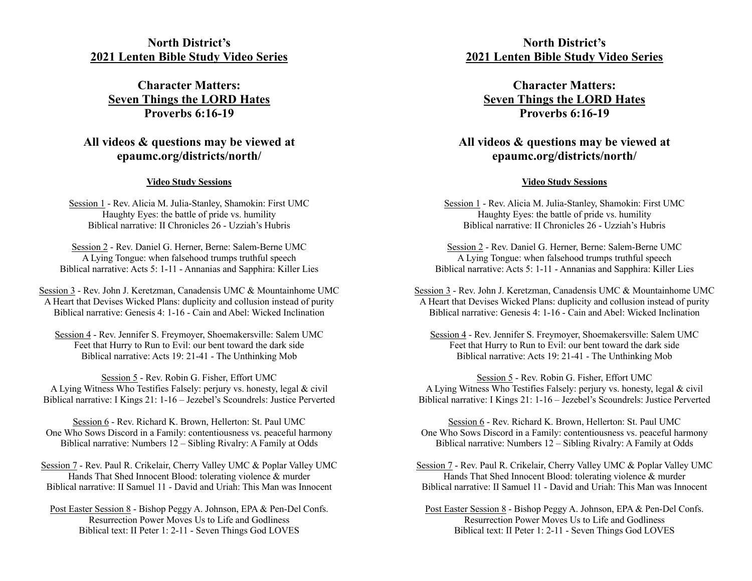**North District's**
**2021 Lenten Bible Study Video Series**

**Character Matters:**
**Seven Things the LORD Hates**
**Proverbs 6:16-19**

**All videos & questions may be viewed at epaumc.org/districts/north/**

**Video Study Sessions**

Session 1 - Rev. Alicia M. Julia-Stanley, Shamokin: First UMC
Haughty Eyes: the battle of pride vs. humility
Biblical narrative: II Chronicles 26 - Uzziah's Hubris

Session 2 - Rev. Daniel G. Herner, Berne: Salem-Berne UMC
A Lying Tongue: when falsehood trumps truthful speech
Biblical narrative: Acts 5: 1-11 - Annanias and Sapphira: Killer Lies

Session 3 - Rev. John J. Keretzman, Canadensis UMC & Mountainhome UMC
A Heart that Devises Wicked Plans: duplicity and collusion instead of purity
Biblical narrative: Genesis 4: 1-16 - Cain and Abel: Wicked Inclination

Session 4 - Rev. Jennifer S. Freymoyer, Shoemakersville: Salem UMC
Feet that Hurry to Run to Evil: our bent toward the dark side
Biblical narrative: Acts 19: 21-41 - The Unthinking Mob

Session 5 - Rev. Robin G. Fisher, Effort UMC
A Lying Witness Who Testifies Falsely: perjury vs. honesty, legal & civil
Biblical narrative: I Kings 21: 1-16 – Jezebel's Scoundrels: Justice Perverted

Session 6 - Rev. Richard K. Brown, Hellerton: St. Paul UMC
One Who Sows Discord in a Family: contentiousness vs. peaceful harmony
Biblical narrative: Numbers 12 – Sibling Rivalry: A Family at Odds

Session 7 - Rev. Paul R. Crikelair, Cherry Valley UMC & Poplar Valley UMC
Hands That Shed Innocent Blood: tolerating violence & murder
Biblical narrative: II Samuel 11 - David and Uriah: This Man was Innocent

Post Easter Session 8 - Bishop Peggy A. Johnson, EPA & Pen-Del Confs.
Resurrection Power Moves Us to Life and Godliness
Biblical text: II Peter 1: 2-11 - Seven Things God LOVES

**North District's**
**2021 Lenten Bible Study Video Series**

**Character Matters:**
**Seven Things the LORD Hates**
**Proverbs 6:16-19**

**All videos & questions may be viewed at epaumc.org/districts/north/**

**Video Study Sessions**

Session 1 - Rev. Alicia M. Julia-Stanley, Shamokin: First UMC
Haughty Eyes: the battle of pride vs. humility
Biblical narrative: II Chronicles 26 - Uzziah's Hubris

Session 2 - Rev. Daniel G. Herner, Berne: Salem-Berne UMC
A Lying Tongue: when falsehood trumps truthful speech
Biblical narrative: Acts 5: 1-11 - Annanias and Sapphira: Killer Lies

Session 3 - Rev. John J. Keretzman, Canadensis UMC & Mountainhome UMC
A Heart that Devises Wicked Plans: duplicity and collusion instead of purity
Biblical narrative: Genesis 4: 1-16 - Cain and Abel: Wicked Inclination

Session 4 - Rev. Jennifer S. Freymoyer, Shoemakersville: Salem UMC
Feet that Hurry to Run to Evil: our bent toward the dark side
Biblical narrative: Acts 19: 21-41 - The Unthinking Mob

Session 5 - Rev. Robin G. Fisher, Effort UMC
A Lying Witness Who Testifies Falsely: perjury vs. honesty, legal & civil
Biblical narrative: I Kings 21: 1-16 – Jezebel's Scoundrels: Justice Perverted

Session 6 - Rev. Richard K. Brown, Hellerton: St. Paul UMC
One Who Sows Discord in a Family: contentiousness vs. peaceful harmony
Biblical narrative: Numbers 12 – Sibling Rivalry: A Family at Odds

Session 7 - Rev. Paul R. Crikelair, Cherry Valley UMC & Poplar Valley UMC
Hands That Shed Innocent Blood: tolerating violence & murder
Biblical narrative: II Samuel 11 - David and Uriah: This Man was Innocent

Post Easter Session 8 - Bishop Peggy A. Johnson, EPA & Pen-Del Confs.
Resurrection Power Moves Us to Life and Godliness
Biblical text: II Peter 1: 2-11 - Seven Things God LOVES